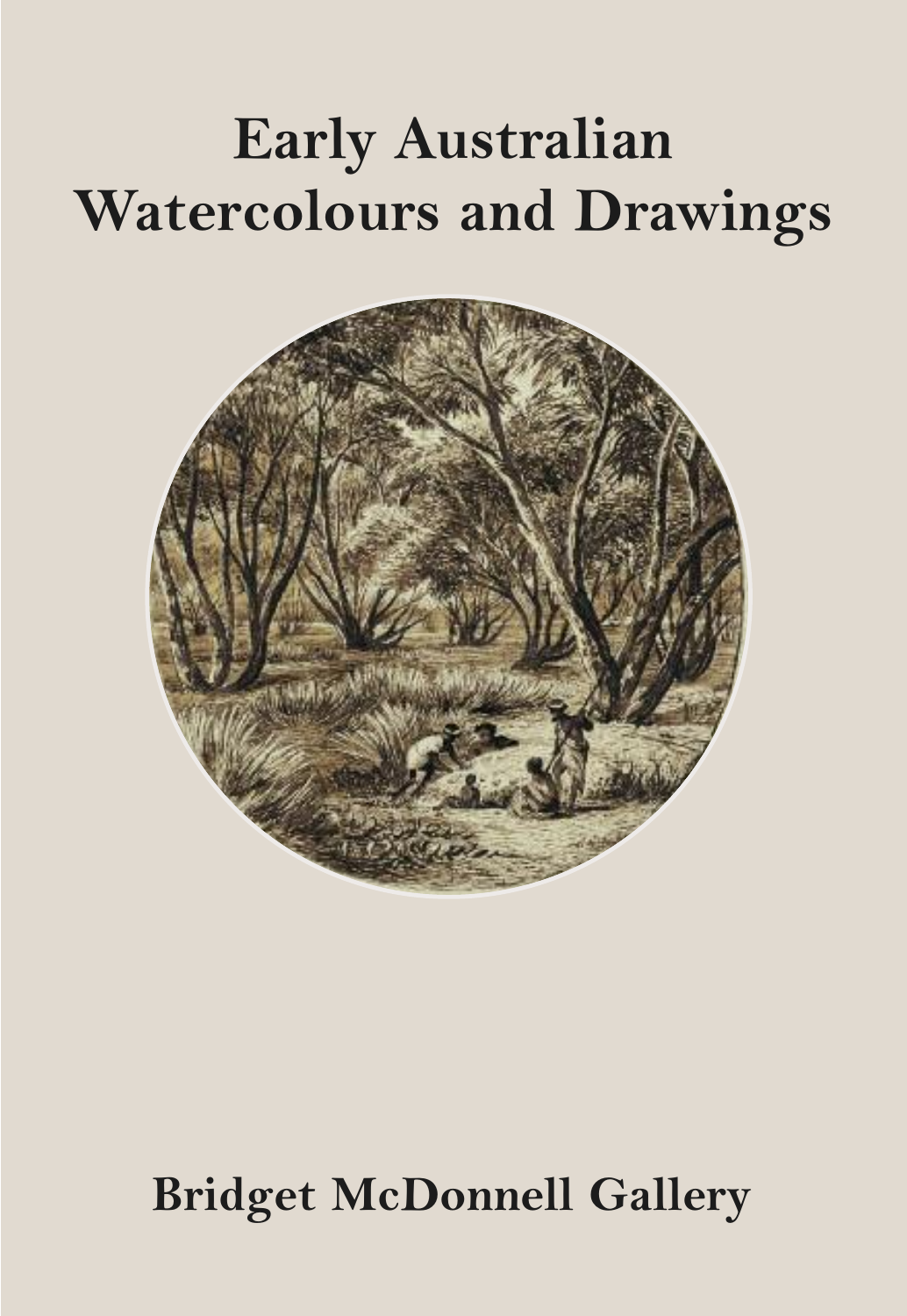# Early Australian Watercolours and Drawings

**Bridget McDonnell Gallery**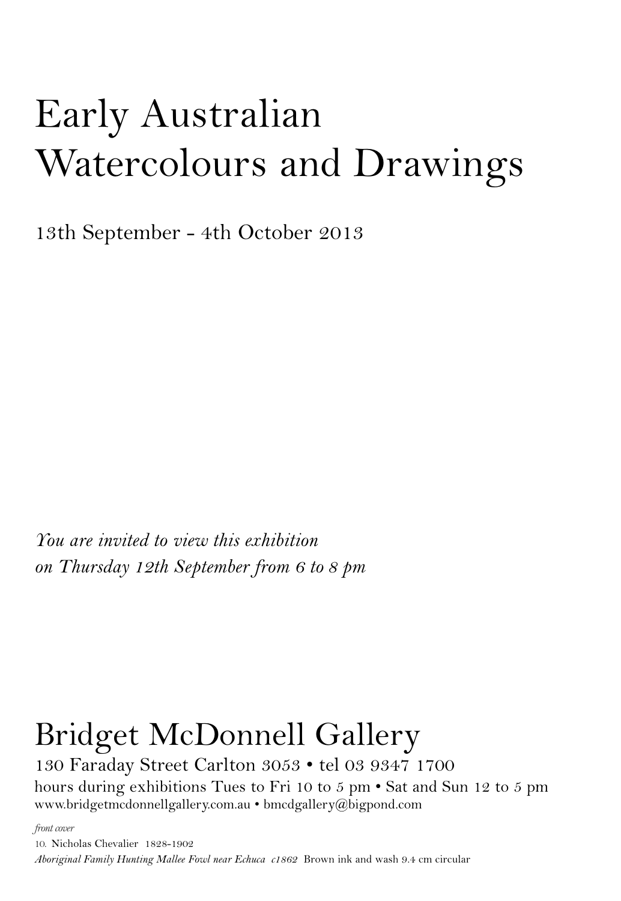# Early Australian Watercolours and Drawings

13th September - 4th October 2013

*You are invited to view this exhibition on Thursday 12th September from 6 to 8 pm*

## Bridget McDonnell Gallery

130 Faraday Street Carlton 3053 • tel 03 9347 1700
hours during exhibitions Tues to Fri 10 to 5 pm • Sat and Sun 12 to 5 pm
www.bridgetmcdonnellgallery.com.au • bmcdgallery@bigpond.com

*front cover*
10. Nicholas Chevalier 1828-1902
*Aboriginal Family Hunting Mallee Fowl near Echuca c1862* Brown ink and wash 9.4 cm circular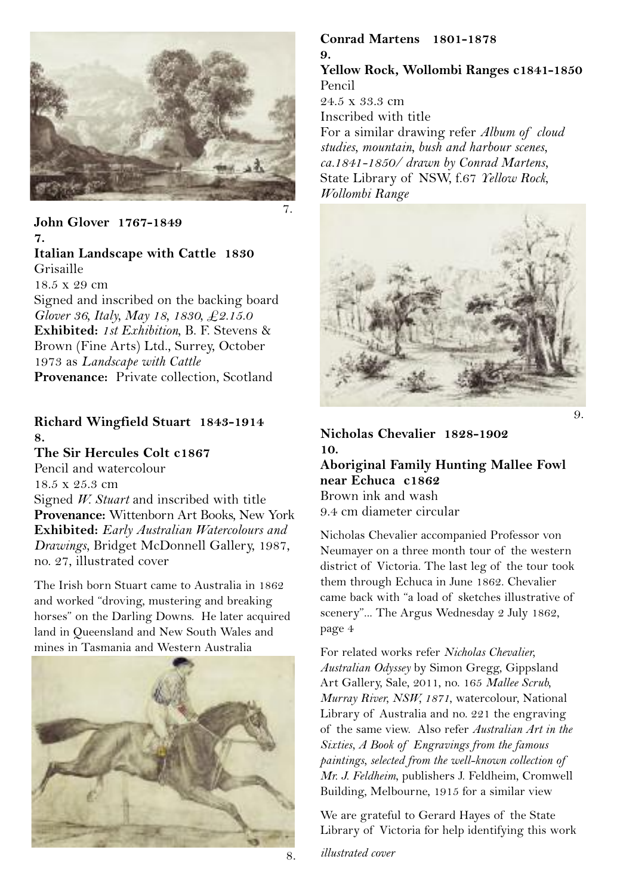**John Glover** **1767-1849**
**7.**
**Italian Landscape with Cattle** **1830**
Grisaille
18.5 x 29 cm
Signed and inscribed on the backing board *Glover 36, Italy, May 18, 1830, £2.15.0*
**Exhibited:** *1st Exhibition*, B. F. Stevens & Brown (Fine Arts) Ltd., Surrey, October 1973 as *Landscape with Cattle*
**Provenance:** Private collection, Scotland

**Richard Wingfield Stuart** **1843-1914**
**8.**
**The Sir Hercules Colt c1867**
Pencil and watercolour
18.5 x 25.3 cm
Signed *W. Stuart* and inscribed with title
**Provenance:** Wittenborn Art Books, New York
**Exhibited:** *Early Australian Watercolours and Drawings*, Bridget McDonnell Gallery, 1987, no. 27, illustrated cover

The Irish born Stuart came to Australia in 1862 and worked "droving, mustering and breaking horses" on the Darling Downs. He later acquired land in Queensland and New South Wales and mines in Tasmania and Western Australia

**Conrad Martens** **1801-1878**
**9.**
**Yellow Rock, Wollombi Ranges c1841-1850**
Pencil
24.5 x 33.3 cm
Inscribed with title
For a similar drawing refer *Album of cloud studies, mountain, bush and harbour scenes, ca.1841-1850/ drawn by Conrad Martens*, State Library of NSW, f.67 *Yellow Rock, Wollombi Range*

**Nicholas Chevalier** **1828-1902**
**10.**
**Aboriginal Family Hunting Mallee Fowl near Echuca c1862**
Brown ink and wash
9.4 cm diameter circular

Nicholas Chevalier accompanied Professor von Neumayer on a three month tour of the western district of Victoria. The last leg of the tour took them through Echuca in June 1862. Chevalier came back with "a load of sketches illustrative of scenery"... The Argus Wednesday 2 July 1862, page 4

For related works refer *Nicholas Chevalier, Australian Odyssey* by Simon Gregg, Gippsland Art Gallery, Sale, 2011, no. 165 *Mallee Scrub, Murray River, NSW, 1871*, watercolour, National Library of Australia and no. 221 the engraving of the same view. Also refer *Australian Art in the Sixties, A Book of Engravings from the famous paintings, selected from the well-known collection of Mr. J. Feldheim*, publishers J. Feldheim, Cromwell Building, Melbourne, 1915 for a similar view

We are grateful to Gerard Hayes of the State Library of Victoria for help identifying this work

*illustrated cover*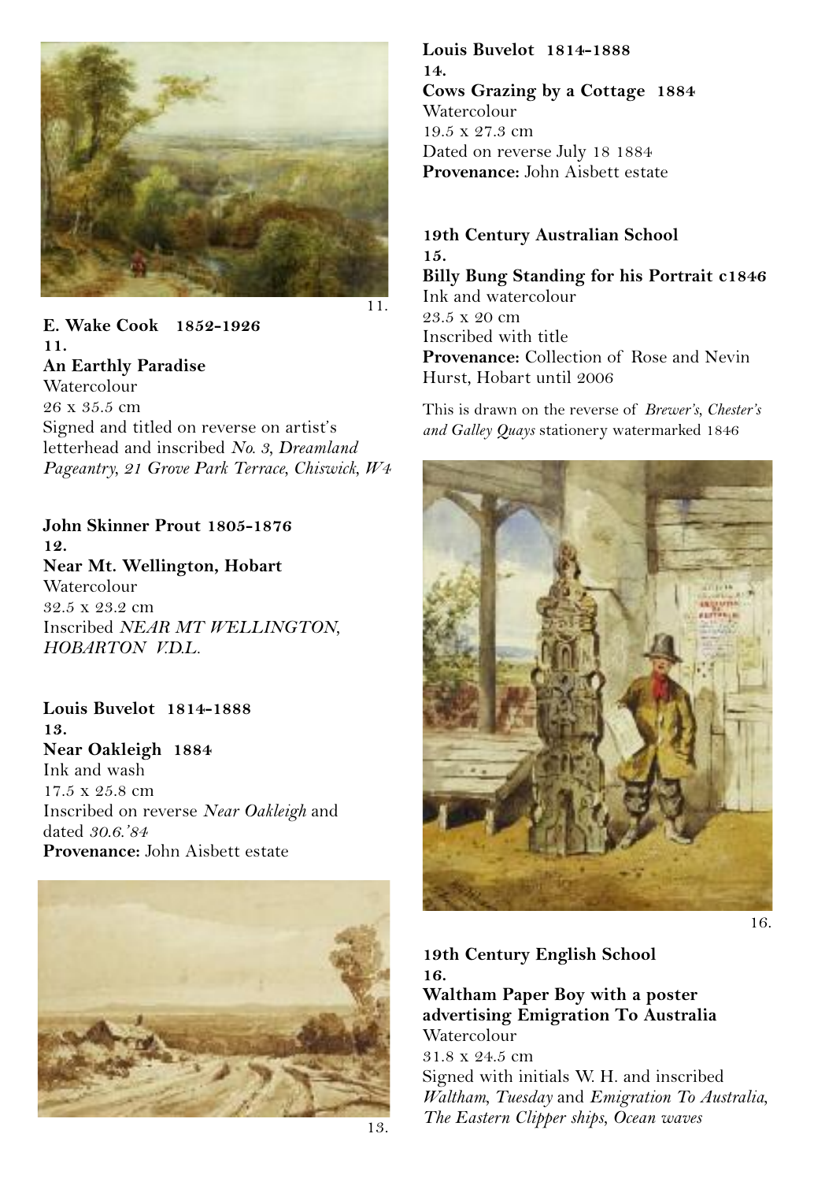11.

**E. Wake Cook 1852-1926**
**11.**
**An Earthly Paradise**
Watercolour
26 x 35.5 cm
Signed and titled on reverse on artist's letterhead and inscribed *No. 3, Dreamland Pageantry, 21 Grove Park Terrace, Chiswick, W4*

**John Skinner Prout 1805-1876**
**12.**
**Near Mt. Wellington, Hobart**
Watercolour
32.5 x 23.2 cm
Inscribed *NEAR MT WELLINGTON, HOBARTON V.D.L.*

**Louis Buvelot 1814-1888**
**13.**
**Near Oakleigh 1884**
Ink and wash
17.5 x 25.8 cm
Inscribed on reverse *Near Oakleigh* and dated *30.6.'84*
**Provenance:** John Aisbett estate

13.

**Louis Buvelot 1814-1888**
**14.**
**Cows Grazing by a Cottage 1884**
Watercolour
19.5 x 27.3 cm
Dated on reverse July 18 1884
**Provenance:** John Aisbett estate

**19th Century Australian School**
**15.**
**Billy Bung Standing for his Portrait c1846**
Ink and watercolour
23.5 x 20 cm
Inscribed with title
**Provenance:** Collection of Rose and Nevin Hurst, Hobart until 2006

This is drawn on the reverse of *Brewer's, Chester's and Galley Quays* stationery watermarked 1846

16.

**19th Century English School**
**16.**
**Waltham Paper Boy with a poster advertising Emigration To Australia**
Watercolour
31.8 x 24.5 cm
Signed with initials W. H. and inscribed *Waltham, Tuesday* and *Emigration To Australia, The Eastern Clipper ships, Ocean waves*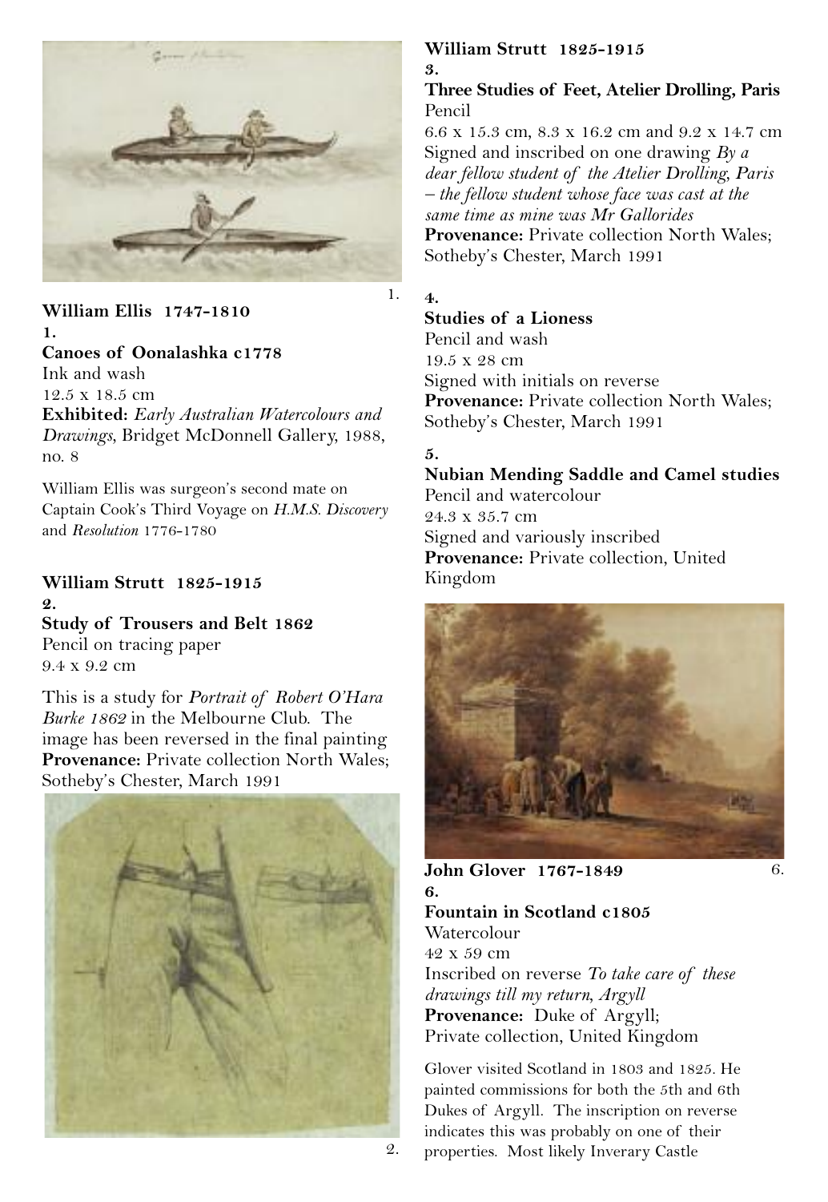1.

**William Ellis** 1747-1810
**1.**
**Canoes of Oonalashka c1778**
Ink and wash
12.5 x 18.5 cm
**Exhibited:** *Early Australian Watercolours and Drawings*, Bridget McDonnell Gallery, 1988, no. 8

William Ellis was surgeon's second mate on Captain Cook's Third Voyage on *H.M.S. Discovery* and *Resolution* 1776-1780

**William Strutt** 1825-1915
**2.**
**Study of Trousers and Belt 1862**
Pencil on tracing paper
9.4 x 9.2 cm

This is a study for *Portrait of Robert O'Hara Burke 1862* in the Melbourne Club. The image has been reversed in the final painting
**Provenance:** Private collection North Wales; Sotheby's Chester, March 1991

2.

**William Strutt** 1825-1915
**3.**
**Three Studies of Feet, Atelier Drolling, Paris**
Pencil
6.6 x 15.3 cm, 8.3 x 16.2 cm and 9.2 x 14.7 cm
Signed and inscribed on one drawing *By a dear fellow student of the Atelier Drolling, Paris – the fellow student whose face was cast at the same time as mine was Mr Gallorides*
**Provenance:** Private collection North Wales; Sotheby's Chester, March 1991

**4.**
**Studies of a Lioness**
Pencil and wash
19.5 x 28 cm
Signed with initials on reverse
**Provenance:** Private collection North Wales; Sotheby's Chester, March 1991

**5.**
**Nubian Mending Saddle and Camel studies**
Pencil and watercolour
24.3 x 35.7 cm
Signed and variously inscribed
**Provenance:** Private collection, United Kingdom

6.

**John Glover** 1767-1849
**6.**
**Fountain in Scotland c1805**
Watercolour
42 x 59 cm
Inscribed on reverse *To take care of these drawings till my return, Argyll*
**Provenance:** Duke of Argyll;
Private collection, United Kingdom

Glover visited Scotland in 1803 and 1825. He painted commissions for both the 5th and 6th Dukes of Argyll. The inscription on reverse indicates this was probably on one of their properties. Most likely Inverary Castle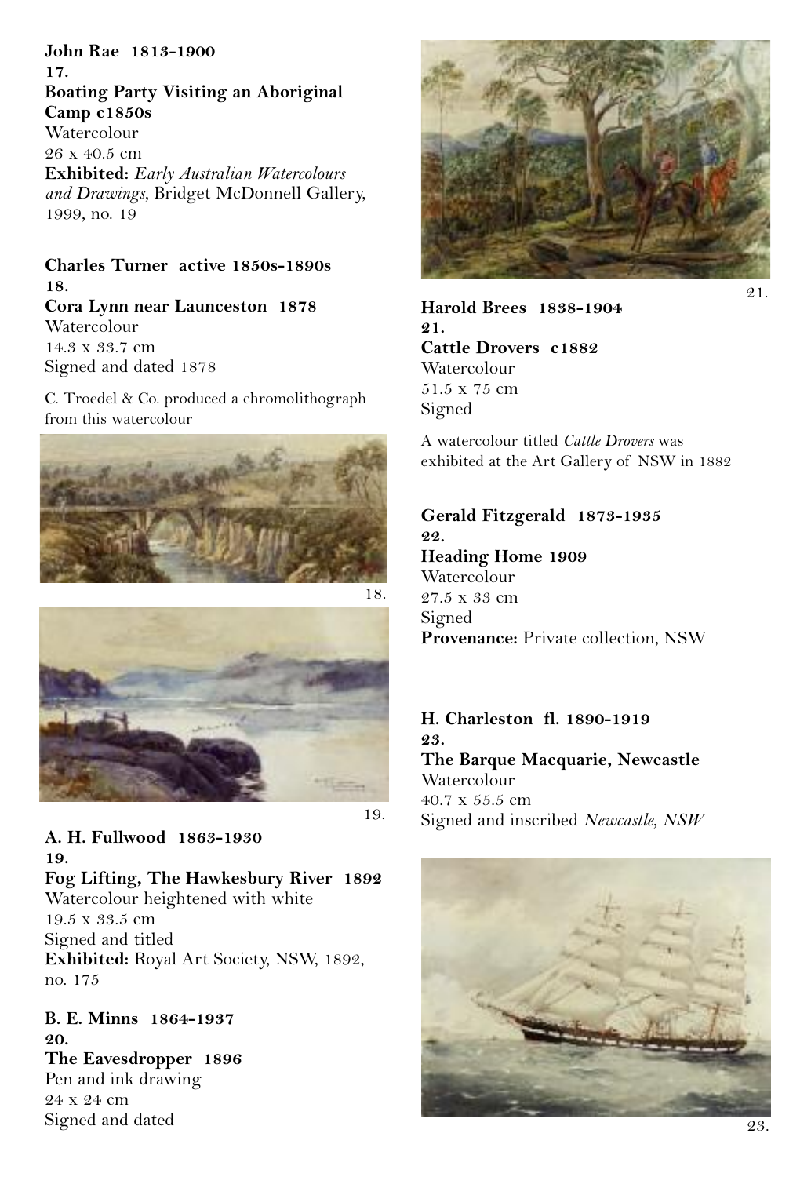**John Rae 1813-1900**
**17.**
**Boating Party Visiting an Aboriginal Camp c1850s**
Watercolour
26 x 40.5 cm
**Exhibited:** *Early Australian Watercolours and Drawings*, Bridget McDonnell Gallery, 1999, no. 19

**Charles Turner active 1850s-1890s**
**18.**
**Cora Lynn near Launceston 1878**
Watercolour
14.3 x 33.7 cm
Signed and dated 1878

C. Troedel & Co. produced a chromolithograph from this watercolour

18.

19.

**A. H. Fullwood 1863-1930**
**19.**
**Fog Lifting, The Hawkesbury River 1892**
Watercolour heightened with white
19.5 x 33.5 cm
Signed and titled
**Exhibited:** Royal Art Society, NSW, 1892, no. 175

**B. E. Minns 1864-1937**
**20.**
**The Eavesdropper 1896**
Pen and ink drawing
24 x 24 cm
Signed and dated

21.

**Harold Brees 1838-1904**
**21.**
**Cattle Drovers c1882**
Watercolour
51.5 x 75 cm
Signed

A watercolour titled *Cattle Drovers* was exhibited at the Art Gallery of NSW in 1882

**Gerald Fitzgerald 1873-1935**
**22.**
**Heading Home 1909**
Watercolour
27.5 x 33 cm
Signed
**Provenance:** Private collection, NSW

**H. Charleston fl. 1890-1919**
**23.**
**The Barque Macquarie, Newcastle**
Watercolour
40.7 x 55.5 cm
Signed and inscribed *Newcastle, NSW*

23.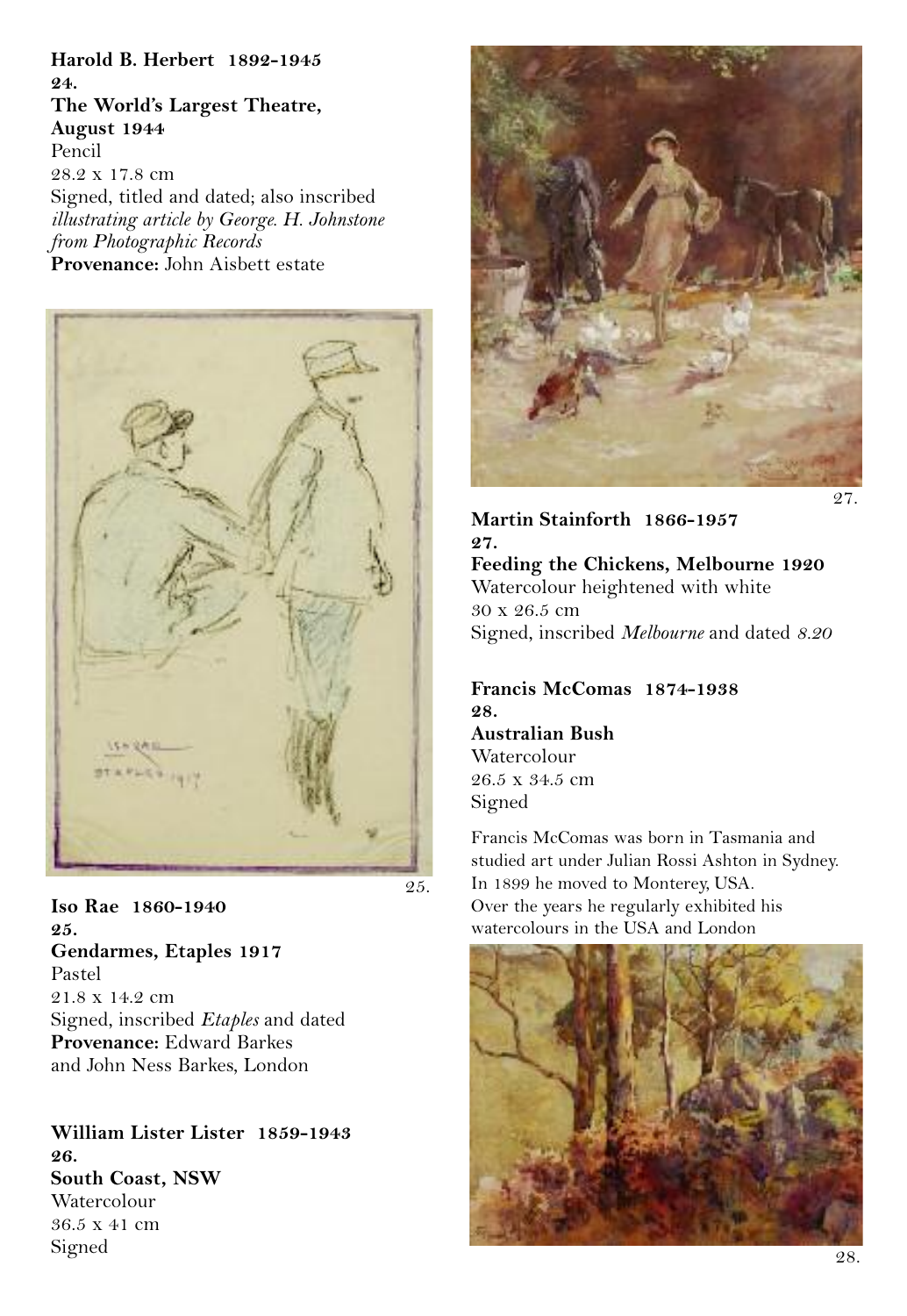**Harold B. Herbert 1892-1945**
**24.**
**The World's Largest Theatre, August 1944**
Pencil
28.2 x 17.8 cm
Signed, titled and dated; also inscribed *illustrating article by George. H. Johnstone from Photographic Records*
**Provenance:** John Aisbett estate

25.

**Iso Rae 1860-1940**
**25.**
**Gendarmes, Etaples 1917**
Pastel
21.8 x 14.2 cm
Signed, inscribed *Etaples* and dated
**Provenance:** Edward Barkes and John Ness Barkes, London

**William Lister Lister 1859-1943**
**26.**
**South Coast, NSW**
Watercolour
36.5 x 41 cm
Signed

27.

**Martin Stainforth 1866-1957**
**27.**
**Feeding the Chickens, Melbourne 1920**
Watercolour heightened with white
30 x 26.5 cm
Signed, inscribed *Melbourne* and dated *8.20*

**Francis McComas 1874-1938**
**28.**
**Australian Bush**
Watercolour
26.5 x 34.5 cm
Signed

Francis McComas was born in Tasmania and studied art under Julian Rossi Ashton in Sydney. In 1899 he moved to Monterey, USA. Over the years he regularly exhibited his watercolours in the USA and London

28.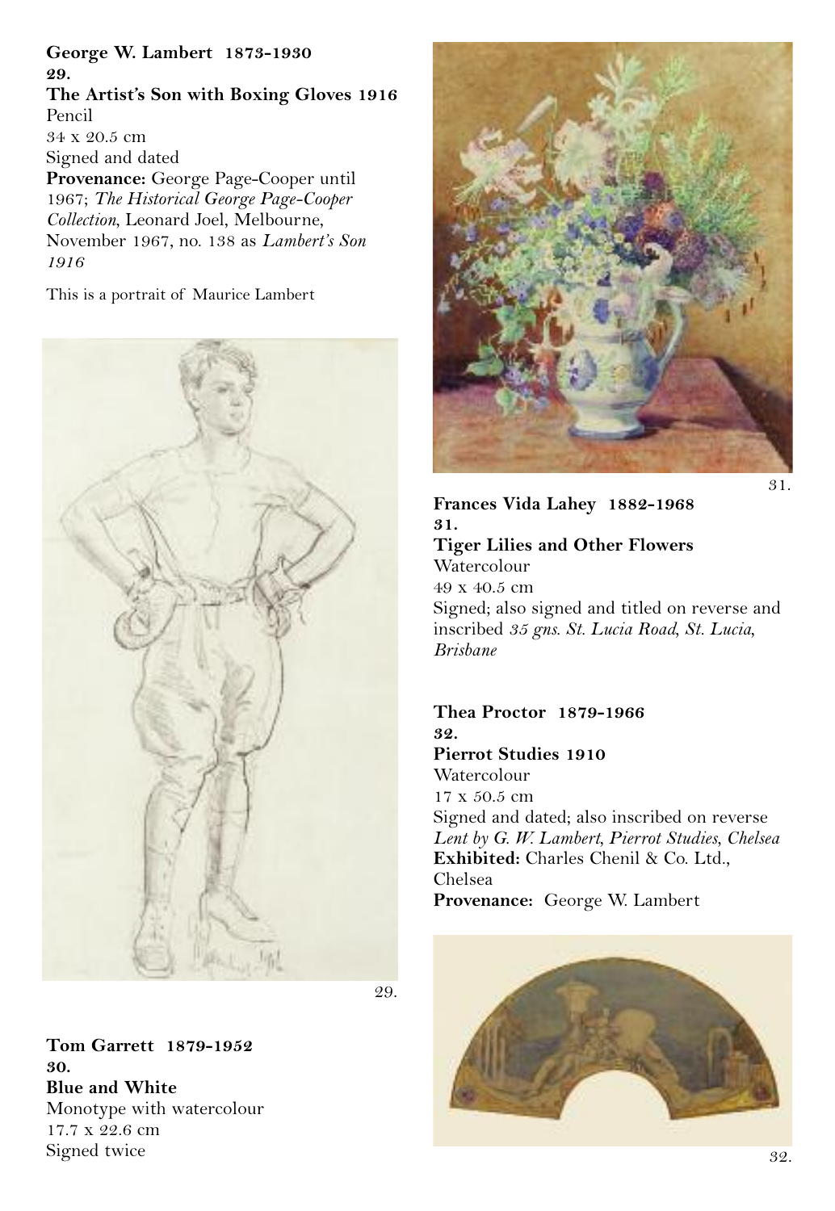**George W. Lambert 1873-1930**
**29.**
**The Artist's Son with Boxing Gloves 1916**
Pencil
34 x 20.5 cm
Signed and dated
**Provenance:** George Page-Cooper until 1967; *The Historical George Page-Cooper Collection*, Leonard Joel, Melbourne, November 1967, no. 138 as *Lambert's Son 1916*

This is a portrait of Maurice Lambert

29.

**Tom Garrett 1879-1952**
**30.**
**Blue and White**
Monotype with watercolour
17.7 x 22.6 cm
Signed twice

31.

**Frances Vida Lahey 1882-1968**
**31.**
**Tiger Lilies and Other Flowers**
Watercolour
49 x 40.5 cm
Signed; also signed and titled on reverse and inscribed *35 gns. St. Lucia Road, St. Lucia, Brisbane*

**Thea Proctor 1879-1966**
**32.**
**Pierrot Studies 1910**
Watercolour
17 x 50.5 cm
Signed and dated; also inscribed on reverse *Lent by G. W. Lambert, Pierrot Studies, Chelsea*
**Exhibited:** Charles Chenil & Co. Ltd., Chelsea
**Provenance:** George W. Lambert

32.